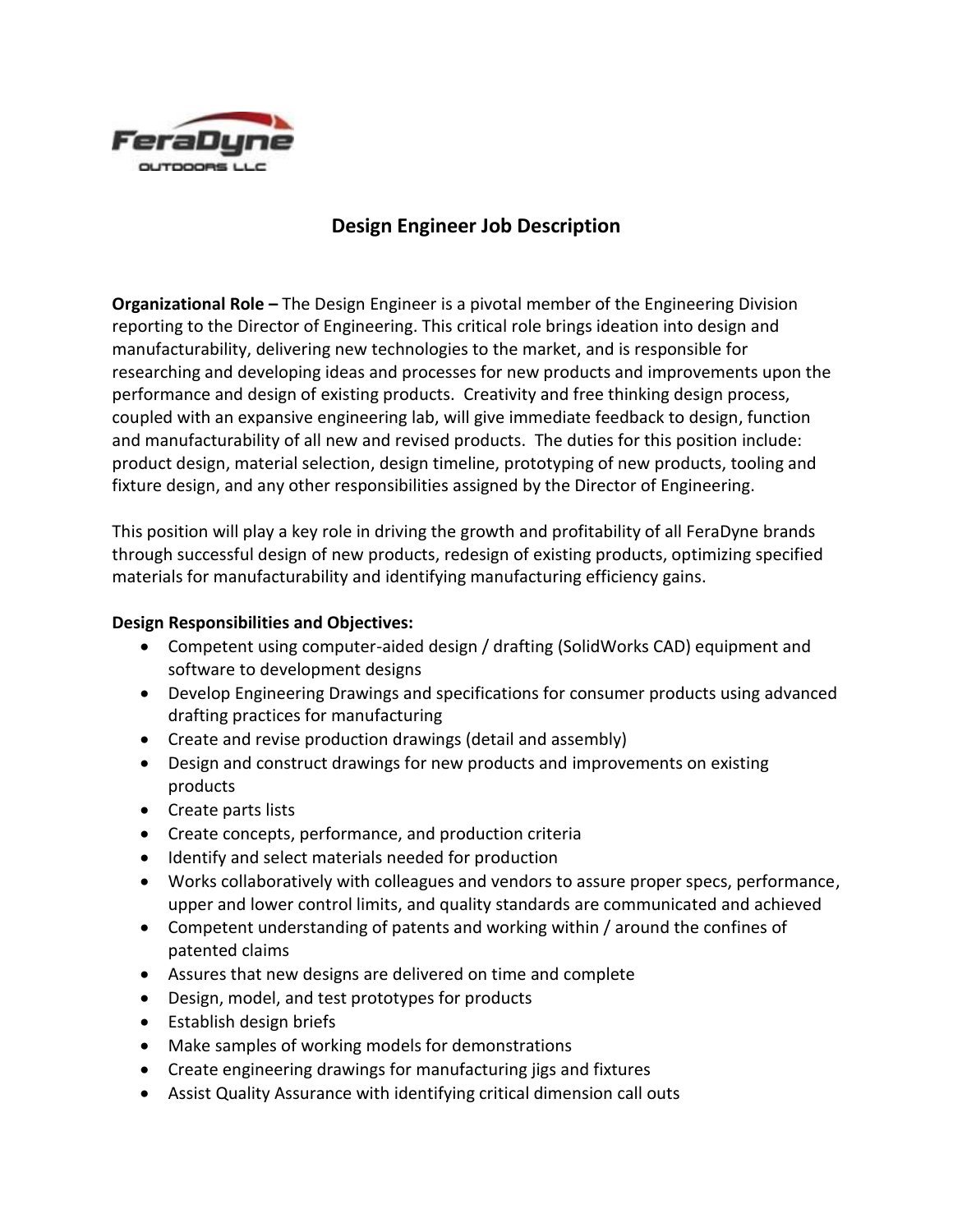FeraDyne OUTDOORS LLC

# Design Engineer Job Description

**Organizational Role –** The Design Engineer is a pivotal member of the Engineering Division reporting to the Director of Engineering. This critical role brings ideation into design and manufacturability, delivering new technologies to the market, and is responsible for researching and developing ideas and processes for new products and improvements upon the performance and design of existing products. Creativity and free thinking design process, coupled with an expansive engineering lab, will give immediate feedback to design, function and manufacturability of all new and revised products. The duties for this position include: product design, material selection, design timeline, prototyping of new products, tooling and fixture design, and any other responsibilities assigned by the Director of Engineering.

This position will play a key role in driving the growth and profitability of all FeraDyne brands through successful design of new products, redesign of existing products, optimizing specified materials for manufacturability and identifying manufacturing efficiency gains.

**Design Responsibilities and Objectives:**

- Competent using computer-aided design / drafting (SolidWorks CAD) equipment and software to development designs
- Develop Engineering Drawings and specifications for consumer products using advanced drafting practices for manufacturing
- Create and revise production drawings (detail and assembly)
- Design and construct drawings for new products and improvements on existing products
- Create parts lists
- Create concepts, performance, and production criteria
- Identify and select materials needed for production
- Works collaboratively with colleagues and vendors to assure proper specs, performance, upper and lower control limits, and quality standards are communicated and achieved
- Competent understanding of patents and working within / around the confines of patented claims
- Assures that new designs are delivered on time and complete
- Design, model, and test prototypes for products
- Establish design briefs
- Make samples of working models for demonstrations
- Create engineering drawings for manufacturing jigs and fixtures
- Assist Quality Assurance with identifying critical dimension call outs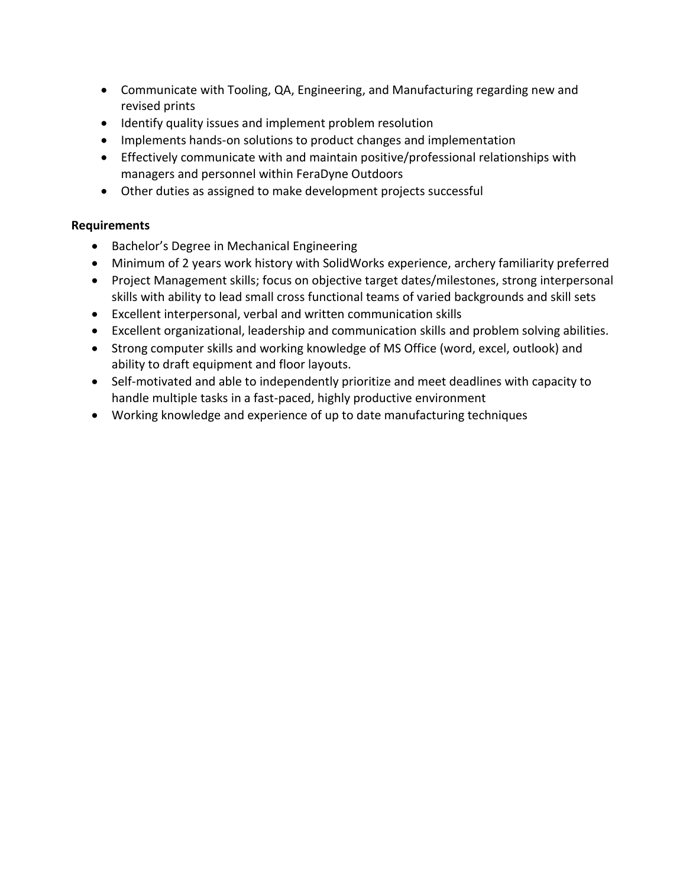- Communicate with Tooling, QA, Engineering, and Manufacturing regarding new and revised prints
- Identify quality issues and implement problem resolution
- Implements hands-on solutions to product changes and implementation
- Effectively communicate with and maintain positive/professional relationships with managers and personnel within FeraDyne Outdoors
- Other duties as assigned to make development projects successful

**Requirements**

- Bachelor's Degree in Mechanical Engineering
- Minimum of 2 years work history with SolidWorks experience, archery familiarity preferred
- Project Management skills; focus on objective target dates/milestones, strong interpersonal skills with ability to lead small cross functional teams of varied backgrounds and skill sets
- Excellent interpersonal, verbal and written communication skills
- Excellent organizational, leadership and communication skills and problem solving abilities.
- Strong computer skills and working knowledge of MS Office (word, excel, outlook) and ability to draft equipment and floor layouts.
- Self-motivated and able to independently prioritize and meet deadlines with capacity to handle multiple tasks in a fast-paced, highly productive environment
- Working knowledge and experience of up to date manufacturing techniques